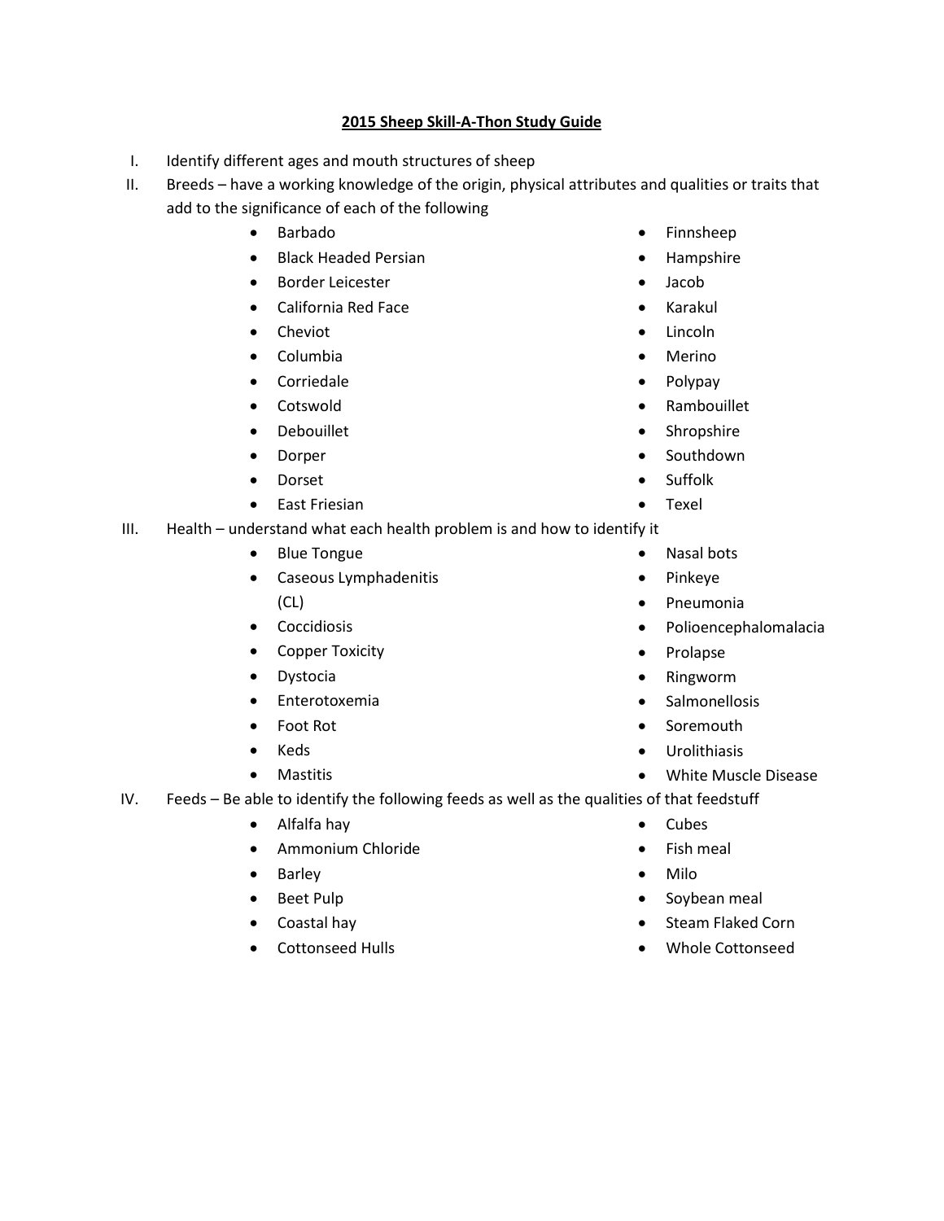# 2015 Sheep Skill-A-Thon Study Guide

I. Identify different ages and mouth structures of sheep

II. Breeds – have a working knowledge of the origin, physical attributes and qualities or traits that add to the significance of each of the following

- Barbado
- Black Headed Persian
- Border Leicester
- California Red Face
- Cheviot
- Columbia
- Corriedale
- Cotswold
- Debouillet
- Dorper
- Dorset
- East Friesian
- Finnsheep
- Hampshire
- Jacob
- Karakul
- Lincoln
- Merino
- Polypay
- Rambouillet
- Shropshire
- Southdown
- Suffolk
- Texel

III. Health – understand what each health problem is and how to identify it

- Blue Tongue
- Caseous Lymphadenitis (CL)
- Coccidiosis
- Copper Toxicity
- Dystocia
- Enterotoxemia
- Foot Rot
- Keds
- Mastitis
- Nasal bots
- Pinkeye
- Pneumonia
- Polioencephalomalacia
- Prolapse
- Ringworm
- Salmonellosis
- Soremouth
- Urolithiasis
- White Muscle Disease

IV. Feeds – Be able to identify the following feeds as well as the qualities of that feedstuff

- Alfalfa hay
- Ammonium Chloride
- Barley
- Beet Pulp
- Coastal hay
- Cottonseed Hulls
- Cubes
- Fish meal
- Milo
- Soybean meal
- Steam Flaked Corn
- Whole Cottonseed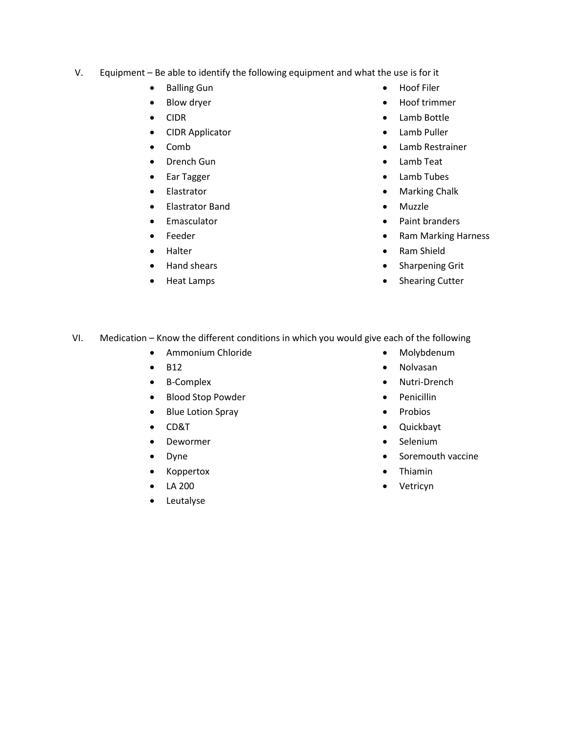V. Equipment – Be able to identify the following equipment and what the use is for it

- Balling Gun
- Blow dryer
- CIDR
- CIDR Applicator
- Comb
- Drench Gun
- Ear Tagger
- Elastrator
- Elastrator Band
- Emasculator
- Feeder
- Halter
- Hand shears
- Heat Lamps
- Hoof Filer
- Hoof trimmer
- Lamb Bottle
- Lamb Puller
- Lamb Restrainer
- Lamb Teat
- Lamb Tubes
- Marking Chalk
- Muzzle
- Paint branders
- Ram Marking Harness
- Ram Shield
- Sharpening Grit
- Shearing Cutter

VI. Medication – Know the different conditions in which you would give each of the following

- Ammonium Chloride
- B12
- B-Complex
- Blood Stop Powder
- Blue Lotion Spray
- CD&T
- Dewormer
- Dyne
- Koppertox
- LA 200
- Leutalyse
- Molybdenum
- Nolvasan
- Nutri-Drench
- Penicillin
- Probios
- Quickbayt
- Selenium
- Soremouth vaccine
- Thiamin
- Vetricyn